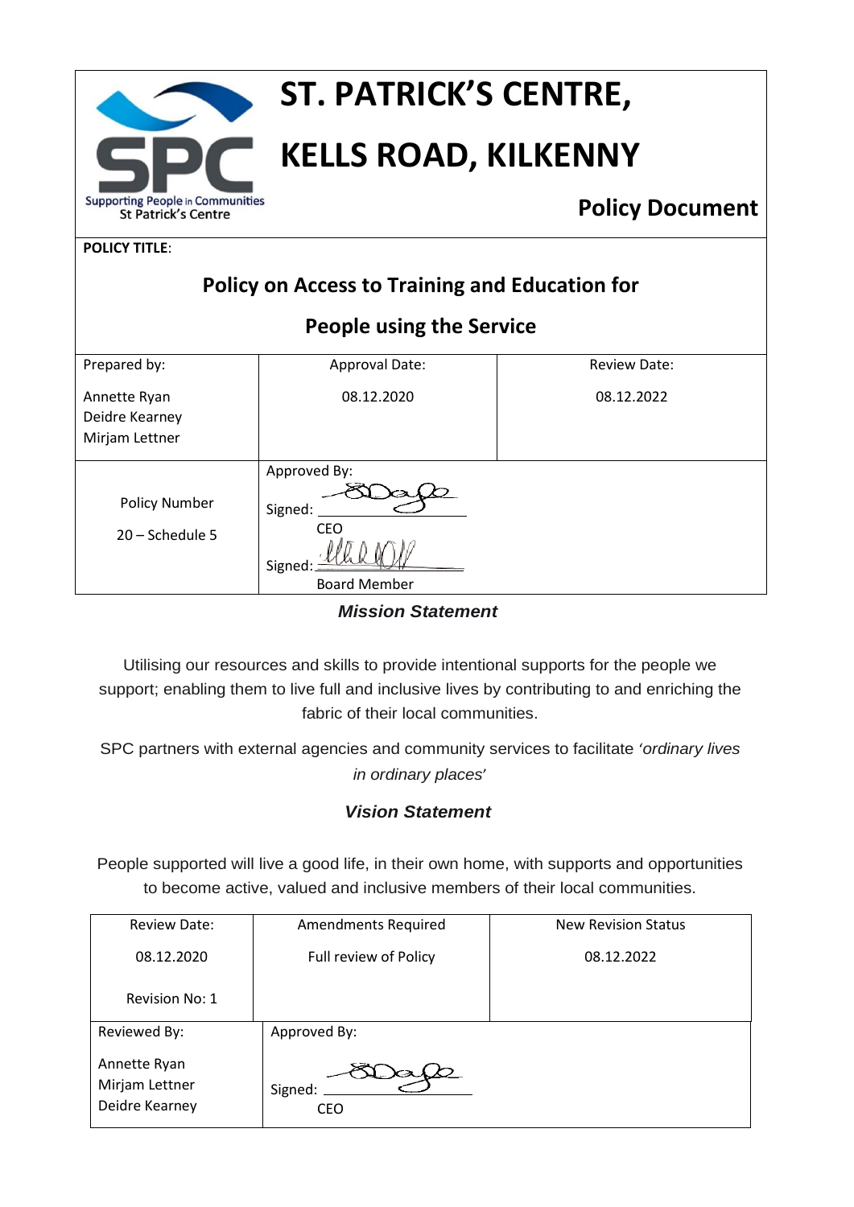Supporting People in Communities
St Patrick's Centre

# ST. PATRICK'S CENTRE, KELLS ROAD, KILKENNY

## Policy Document

**POLICY TITLE**:

## Policy on Access to Training and Education for People using the Service

| Prepared by: | Approval Date: | Review Date: |
|---|---|---|
| Annette Ryan<br>Deidre Kearney<br>Mirjam Lettner | 08.12.2020 | 08.12.2022 |
| Policy Number<br>20 – Schedule 5 | Approved By:<br>Signed: ____________<br>CEO<br>Signed: ____________<br>Board Member | |

***Mission Statement***

Utilising our resources and skills to provide intentional supports for the people we support; enabling them to live full and inclusive lives by contributing to and enriching the fabric of their local communities.

SPC partners with external agencies and community services to facilitate *'ordinary lives in ordinary places'*

***Vision Statement***

People supported will live a good life, in their own home, with supports and opportunities to become active, valued and inclusive members of their local communities.

| Review Date: | Amendments Required | New Revision Status |
|---|---|---|
| 08.12.2020<br>Revision No: 1 | Full review of Policy | 08.12.2022 |
| Reviewed By:<br>Annette Ryan<br>Mirjam Lettner<br>Deidre Kearney | Approved By:<br>Signed: ____________<br>CEO | |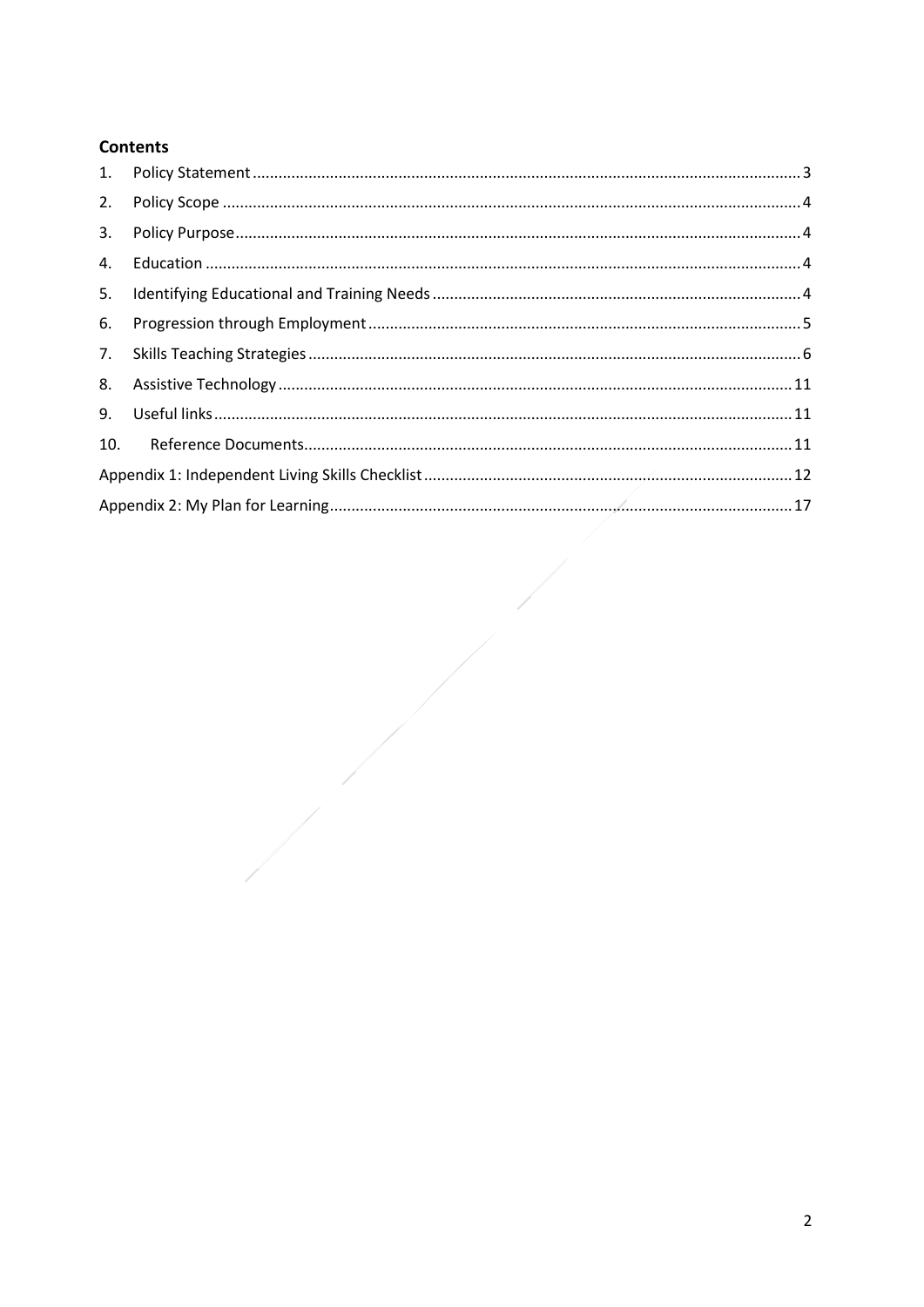## Contents

| | | |
|---|---|---|
| 1. | Policy Statement | 3 |
| 2. | Policy Scope | 4 |
| 3. | Policy Purpose | 4 |
| 4. | Education | 4 |
| 5. | Identifying Educational and Training Needs | 4 |
| 6. | Progression through Employment | 5 |
| 7. | Skills Teaching Strategies | 6 |
| 8. | Assistive Technology | 11 |
| 9. | Useful links | 11 |
| 10. | Reference Documents | 11 |
| | Appendix 1: Independent Living Skills Checklist | 12 |
| | Appendix 2: My Plan for Learning | 17 |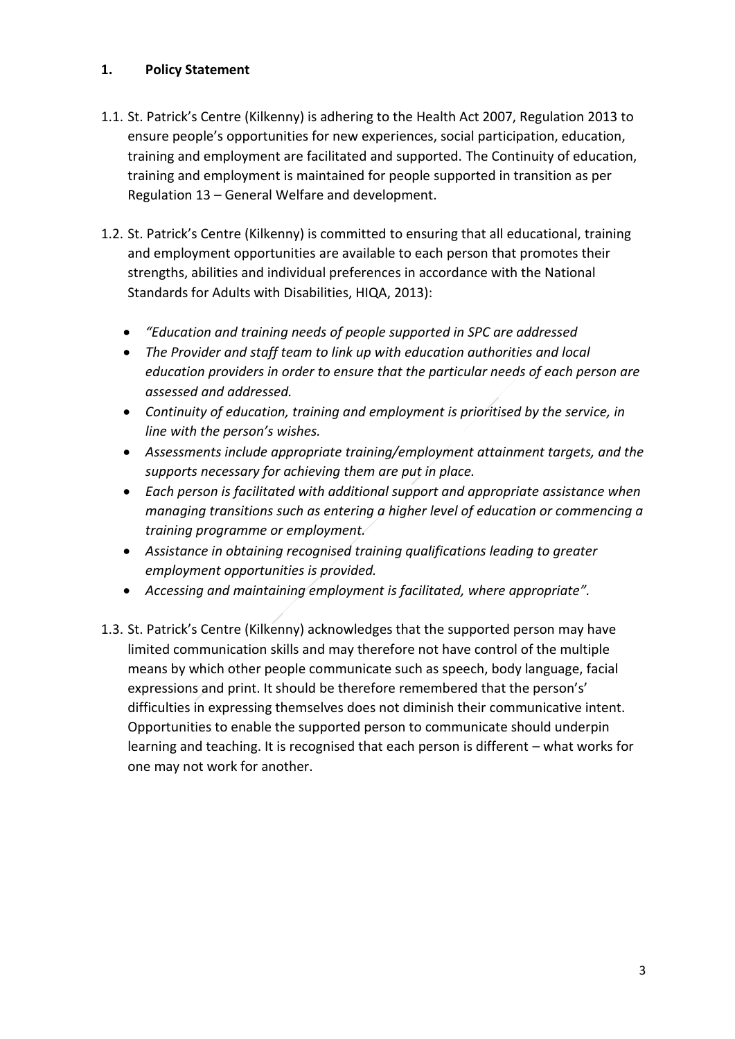## 1. Policy Statement

1.1. St. Patrick's Centre (Kilkenny) is adhering to the Health Act 2007, Regulation 2013 to ensure people's opportunities for new experiences, social participation, education, training and employment are facilitated and supported. The Continuity of education, training and employment is maintained for people supported in transition as per Regulation 13 – General Welfare and development.

1.2. St. Patrick's Centre (Kilkenny) is committed to ensuring that all educational, training and employment opportunities are available to each person that promotes their strengths, abilities and individual preferences in accordance with the National Standards for Adults with Disabilities, HIQA, 2013):

- *"Education and training needs of people supported in SPC are addressed*
- *The Provider and staff team to link up with education authorities and local education providers in order to ensure that the particular needs of each person are assessed and addressed.*
- *Continuity of education, training and employment is prioritised by the service, in line with the person's wishes.*
- *Assessments include appropriate training/employment attainment targets, and the supports necessary for achieving them are put in place.*
- *Each person is facilitated with additional support and appropriate assistance when managing transitions such as entering a higher level of education or commencing a training programme or employment.*
- *Assistance in obtaining recognised training qualifications leading to greater employment opportunities is provided.*
- *Accessing and maintaining employment is facilitated, where appropriate".*

1.3. St. Patrick's Centre (Kilkenny) acknowledges that the supported person may have limited communication skills and may therefore not have control of the multiple means by which other people communicate such as speech, body language, facial expressions and print. It should be therefore remembered that the person's' difficulties in expressing themselves does not diminish their communicative intent. Opportunities to enable the supported person to communicate should underpin learning and teaching. It is recognised that each person is different – what works for one may not work for another.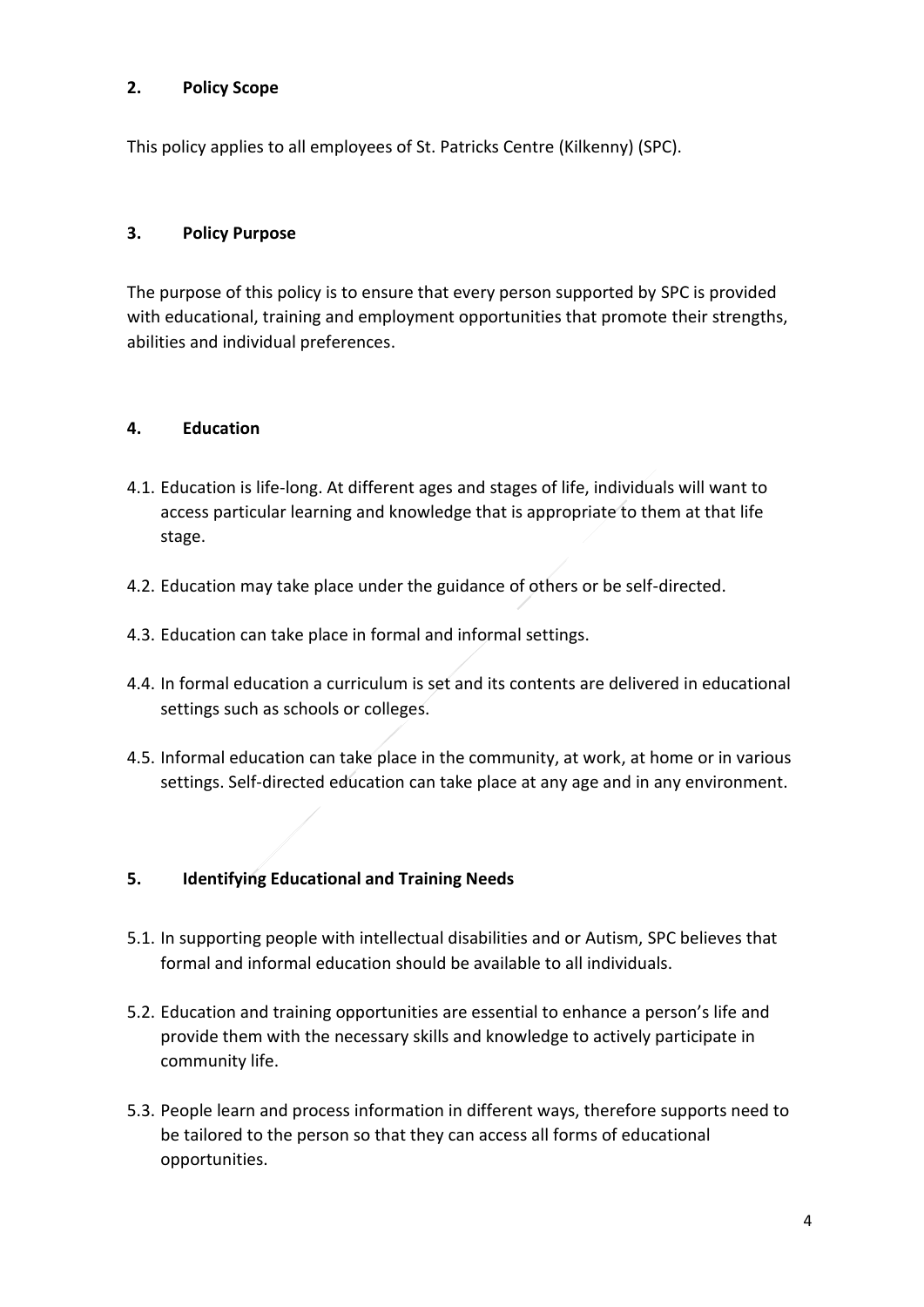## 2. Policy Scope

This policy applies to all employees of St. Patricks Centre (Kilkenny) (SPC).

## 3. Policy Purpose

The purpose of this policy is to ensure that every person supported by SPC is provided with educational, training and employment opportunities that promote their strengths, abilities and individual preferences.

## 4. Education

4.1. Education is life-long. At different ages and stages of life, individuals will want to access particular learning and knowledge that is appropriate to them at that life stage.

4.2. Education may take place under the guidance of others or be self-directed.

4.3. Education can take place in formal and informal settings.

4.4. In formal education a curriculum is set and its contents are delivered in educational settings such as schools or colleges.

4.5. Informal education can take place in the community, at work, at home or in various settings. Self-directed education can take place at any age and in any environment.

## 5. Identifying Educational and Training Needs

5.1. In supporting people with intellectual disabilities and or Autism, SPC believes that formal and informal education should be available to all individuals.

5.2. Education and training opportunities are essential to enhance a person's life and provide them with the necessary skills and knowledge to actively participate in community life.

5.3. People learn and process information in different ways, therefore supports need to be tailored to the person so that they can access all forms of educational opportunities.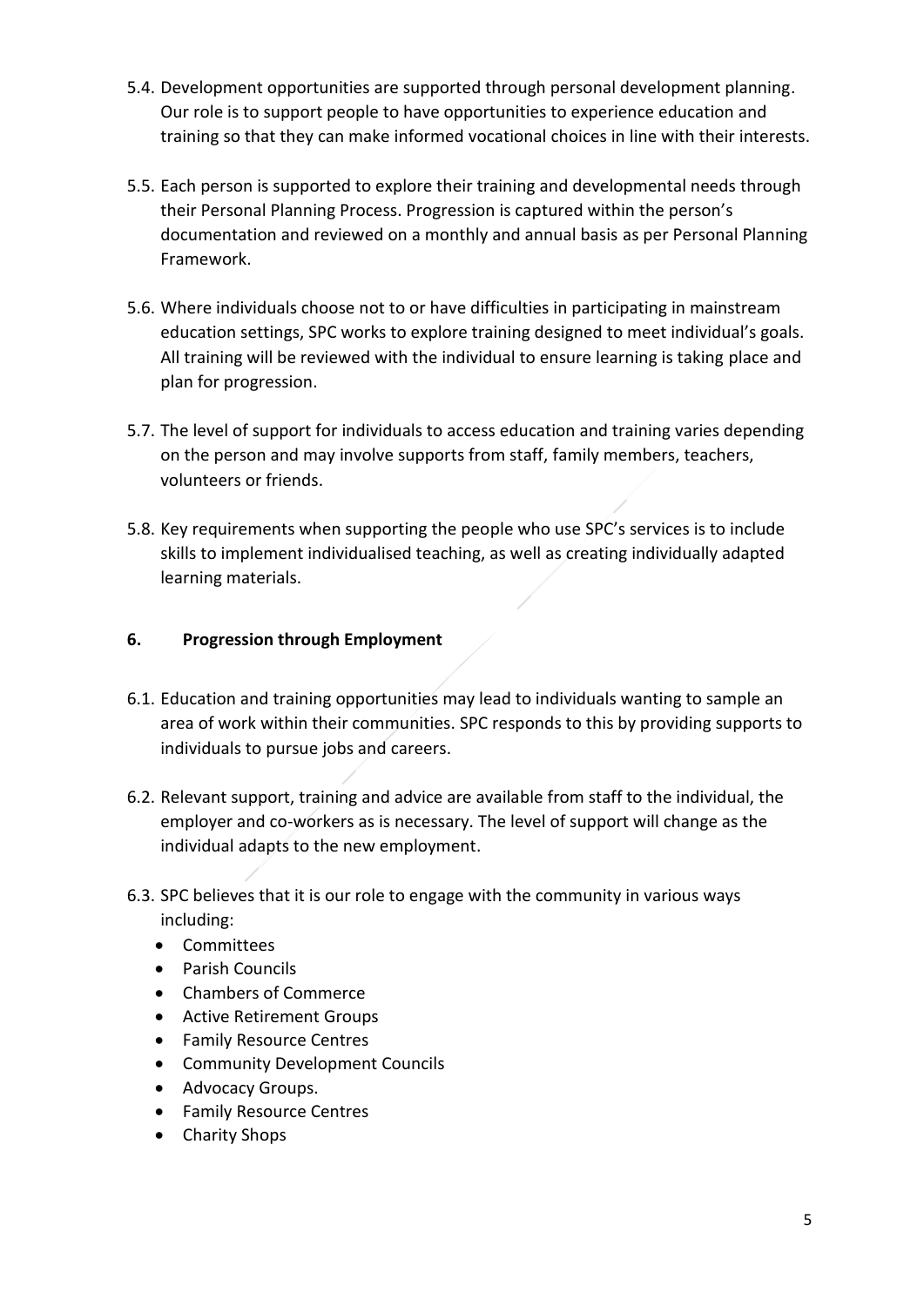5.4. Development opportunities are supported through personal development planning. Our role is to support people to have opportunities to experience education and training so that they can make informed vocational choices in line with their interests.

5.5. Each person is supported to explore their training and developmental needs through their Personal Planning Process. Progression is captured within the person's documentation and reviewed on a monthly and annual basis as per Personal Planning Framework.

5.6. Where individuals choose not to or have difficulties in participating in mainstream education settings, SPC works to explore training designed to meet individual's goals. All training will be reviewed with the individual to ensure learning is taking place and plan for progression.

5.7. The level of support for individuals to access education and training varies depending on the person and may involve supports from staff, family members, teachers, volunteers or friends.

5.8. Key requirements when supporting the people who use SPC's services is to include skills to implement individualised teaching, as well as creating individually adapted learning materials.

## 6. Progression through Employment

6.1. Education and training opportunities may lead to individuals wanting to sample an area of work within their communities. SPC responds to this by providing supports to individuals to pursue jobs and careers.

6.2. Relevant support, training and advice are available from staff to the individual, the employer and co-workers as is necessary. The level of support will change as the individual adapts to the new employment.

6.3. SPC believes that it is our role to engage with the community in various ways including:

- Committees
- Parish Councils
- Chambers of Commerce
- Active Retirement Groups
- Family Resource Centres
- Community Development Councils
- Advocacy Groups.
- Family Resource Centres
- Charity Shops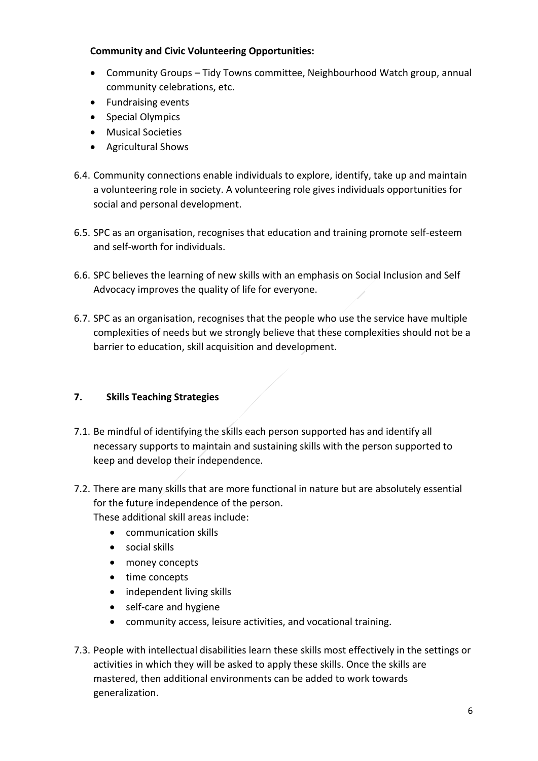**Community and Civic Volunteering Opportunities:**

- Community Groups – Tidy Towns committee, Neighbourhood Watch group, annual community celebrations, etc.
- Fundraising events
- Special Olympics
- Musical Societies
- Agricultural Shows

6.4. Community connections enable individuals to explore, identify, take up and maintain a volunteering role in society. A volunteering role gives individuals opportunities for social and personal development.

6.5. SPC as an organisation, recognises that education and training promote self-esteem and self-worth for individuals.

6.6. SPC believes the learning of new skills with an emphasis on Social Inclusion and Self Advocacy improves the quality of life for everyone.

6.7. SPC as an organisation, recognises that the people who use the service have multiple complexities of needs but we strongly believe that these complexities should not be a barrier to education, skill acquisition and development.

## 7. Skills Teaching Strategies

7.1. Be mindful of identifying the skills each person supported has and identify all necessary supports to maintain and sustaining skills with the person supported to keep and develop their independence.

7.2. There are many skills that are more functional in nature but are absolutely essential for the future independence of the person.
These additional skill areas include:

- communication skills
- social skills
- money concepts
- time concepts
- independent living skills
- self-care and hygiene
- community access, leisure activities, and vocational training.

7.3. People with intellectual disabilities learn these skills most effectively in the settings or activities in which they will be asked to apply these skills. Once the skills are mastered, then additional environments can be added to work towards generalization.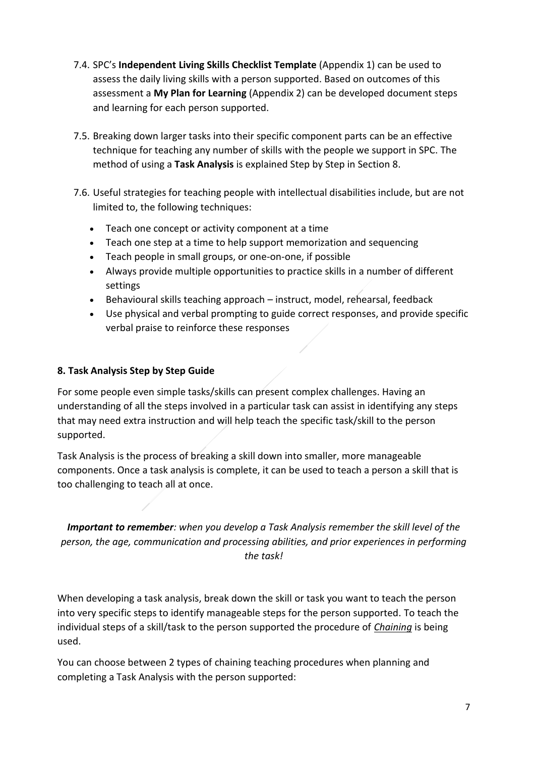7.4. SPC's **Independent Living Skills Checklist Template** (Appendix 1) can be used to assess the daily living skills with a person supported. Based on outcomes of this assessment a **My Plan for Learning** (Appendix 2) can be developed document steps and learning for each person supported.

7.5. Breaking down larger tasks into their specific component parts can be an effective technique for teaching any number of skills with the people we support in SPC. The method of using a **Task Analysis** is explained Step by Step in Section 8.

7.6. Useful strategies for teaching people with intellectual disabilities include, but are not limited to, the following techniques:

- Teach one concept or activity component at a time
- Teach one step at a time to help support memorization and sequencing
- Teach people in small groups, or one-on-one, if possible
- Always provide multiple opportunities to practice skills in a number of different settings
- Behavioural skills teaching approach – instruct, model, rehearsal, feedback
- Use physical and verbal prompting to guide correct responses, and provide specific verbal praise to reinforce these responses

**8. Task Analysis Step by Step Guide**

For some people even simple tasks/skills can present complex challenges. Having an understanding of all the steps involved in a particular task can assist in identifying any steps that may need extra instruction and will help teach the specific task/skill to the person supported.

Task Analysis is the process of breaking a skill down into smaller, more manageable components. Once a task analysis is complete, it can be used to teach a person a skill that is too challenging to teach all at once.

***Important to remember****: when you develop a Task Analysis remember the skill level of the person, the age, communication and processing abilities, and prior experiences in performing the task!*

When developing a task analysis, break down the skill or task you want to teach the person into very specific steps to identify manageable steps for the person supported. To teach the individual steps of a skill/task to the person supported the procedure of *Chaining* is being used.

You can choose between 2 types of chaining teaching procedures when planning and completing a Task Analysis with the person supported: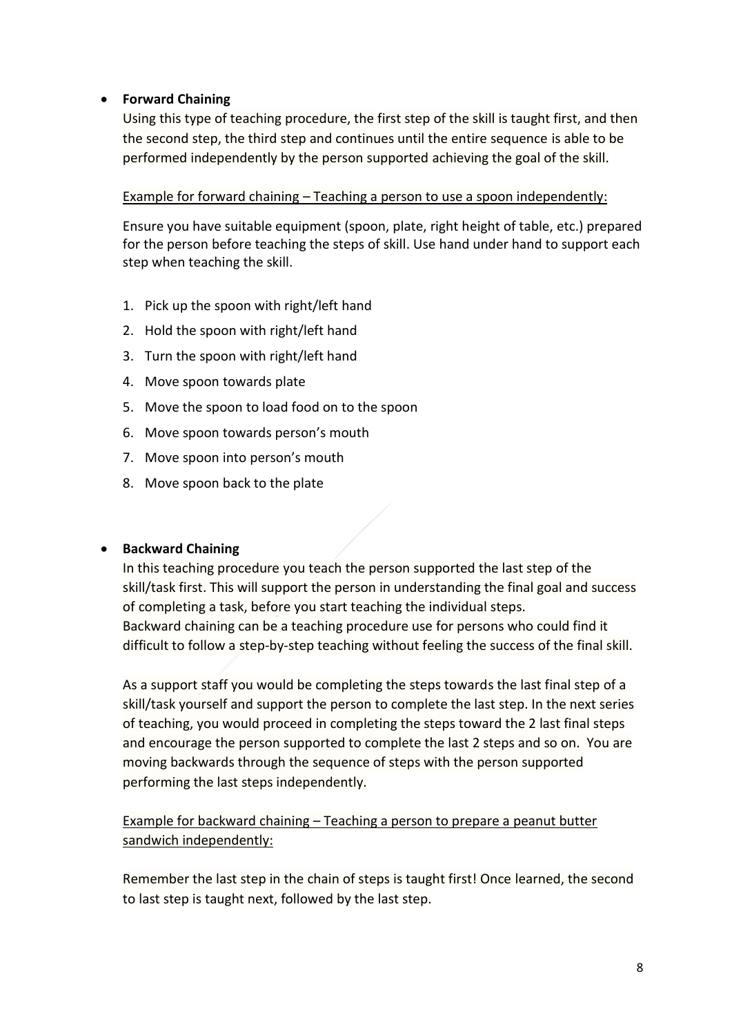- **Forward Chaining**

  Using this type of teaching procedure, the first step of the skill is taught first, and then the second step, the third step and continues until the entire sequence is able to be performed independently by the person supported achieving the goal of the skill.

  Example for forward chaining – Teaching a person to use a spoon independently:

  Ensure you have suitable equipment (spoon, plate, right height of table, etc.) prepared for the person before teaching the steps of skill. Use hand under hand to support each step when teaching the skill.

  1. Pick up the spoon with right/left hand
  2. Hold the spoon with right/left hand
  3. Turn the spoon with right/left hand
  4. Move spoon towards plate
  5. Move the spoon to load food on to the spoon
  6. Move spoon towards person's mouth
  7. Move spoon into person's mouth
  8. Move spoon back to the plate

- **Backward Chaining**

  In this teaching procedure you teach the person supported the last step of the skill/task first. This will support the person in understanding the final goal and success of completing a task, before you start teaching the individual steps.
  Backward chaining can be a teaching procedure use for persons who could find it difficult to follow a step-by-step teaching without feeling the success of the final skill.

  As a support staff you would be completing the steps towards the last final step of a skill/task yourself and support the person to complete the last step. In the next series of teaching, you would proceed in completing the steps toward the 2 last final steps and encourage the person supported to complete the last 2 steps and so on. You are moving backwards through the sequence of steps with the person supported performing the last steps independently.

  Example for backward chaining – Teaching a person to prepare a peanut butter sandwich independently:

  Remember the last step in the chain of steps is taught first! Once learned, the second to last step is taught next, followed by the last step.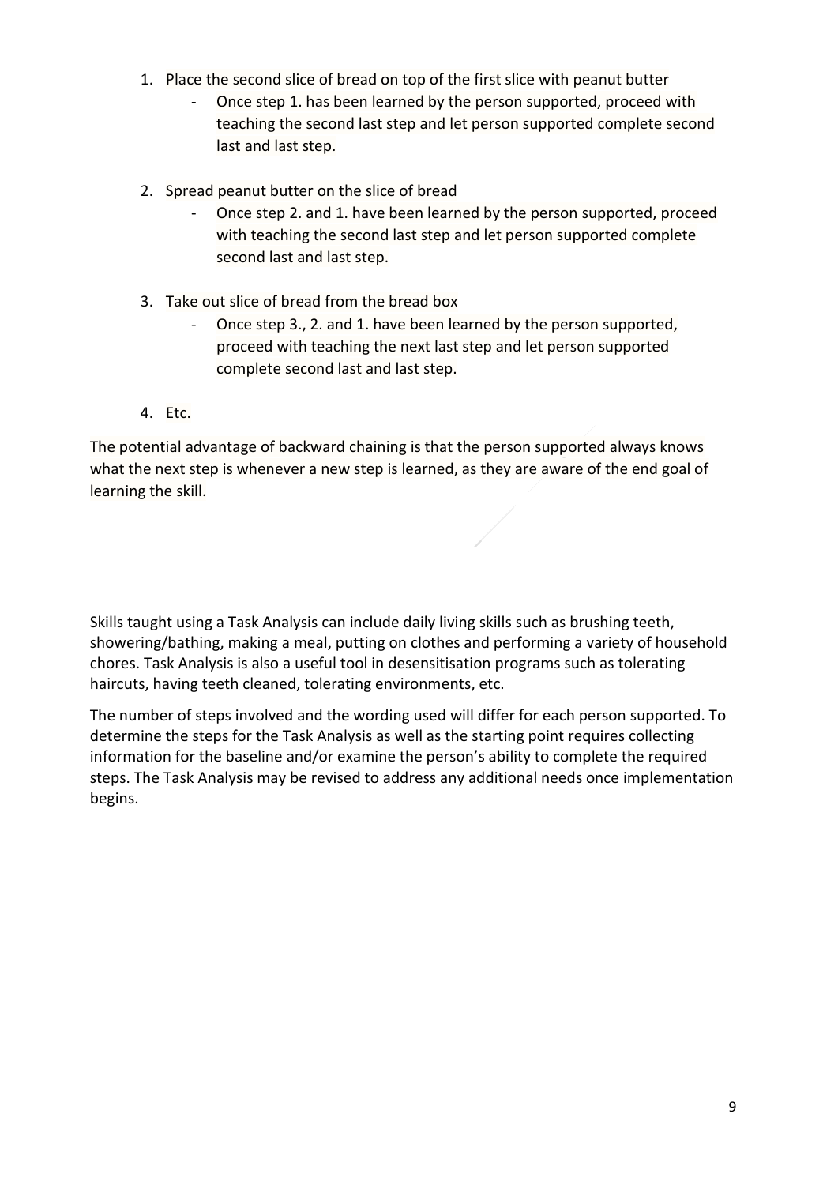1. Place the second slice of bread on top of the first slice with peanut butter
   - Once step 1. has been learned by the person supported, proceed with teaching the second last step and let person supported complete second last and last step.

2. Spread peanut butter on the slice of bread
   - Once step 2. and 1. have been learned by the person supported, proceed with teaching the second last step and let person supported complete second last and last step.

3. Take out slice of bread from the bread box
   - Once step 3., 2. and 1. have been learned by the person supported, proceed with teaching the next last step and let person supported complete second last and last step.

4. Etc.

The potential advantage of backward chaining is that the person supported always knows what the next step is whenever a new step is learned, as they are aware of the end goal of learning the skill.

Skills taught using a Task Analysis can include daily living skills such as brushing teeth, showering/bathing, making a meal, putting on clothes and performing a variety of household chores. Task Analysis is also a useful tool in desensitisation programs such as tolerating haircuts, having teeth cleaned, tolerating environments, etc.

The number of steps involved and the wording used will differ for each person supported. To determine the steps for the Task Analysis as well as the starting point requires collecting information for the baseline and/or examine the person's ability to complete the required steps. The Task Analysis may be revised to address any additional needs once implementation begins.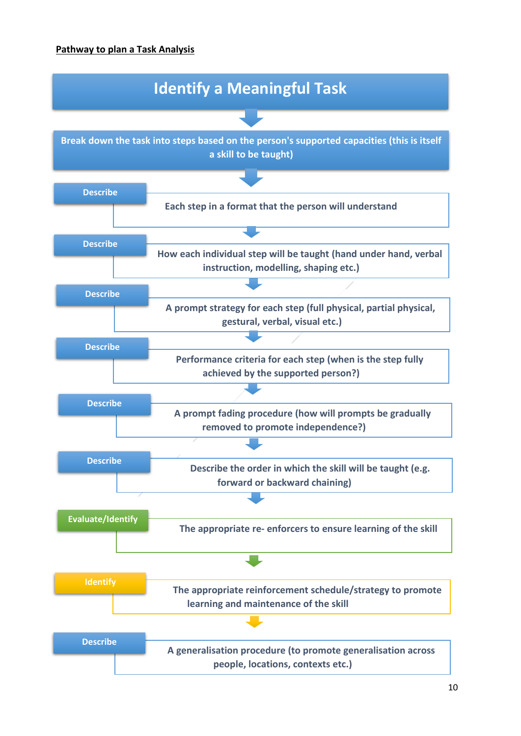**<u>Pathway to plan a Task Analysis</u>**

## Identify a Meaningful Task

↓

**Break down the task into steps based on the person's supported capacities (this is itself a skill to be taught)**

↓

**Describe** — Each step in a format that the person will understand

↓

**Describe** — How each individual step will be taught (hand under hand, verbal instruction, modelling, shaping etc.)

↓

**Describe** — A prompt strategy for each step (full physical, partial physical, gestural, verbal, visual etc.)

↓

**Describe** — Performance criteria for each step (when is the step fully achieved by the supported person?)

↓

**Describe** — A prompt fading procedure (how will prompts be gradually removed to promote independence?)

↓

**Describe** — Describe the order in which the skill will be taught (e.g. forward or backward chaining)

↓

**Evaluate/Identify** — The appropriate re- enforcers to ensure learning of the skill

↓

**Identify** — The appropriate reinforcement schedule/strategy to promote learning and maintenance of the skill

↓

**Describe** — A generalisation procedure (to promote generalisation across people, locations, contexts etc.)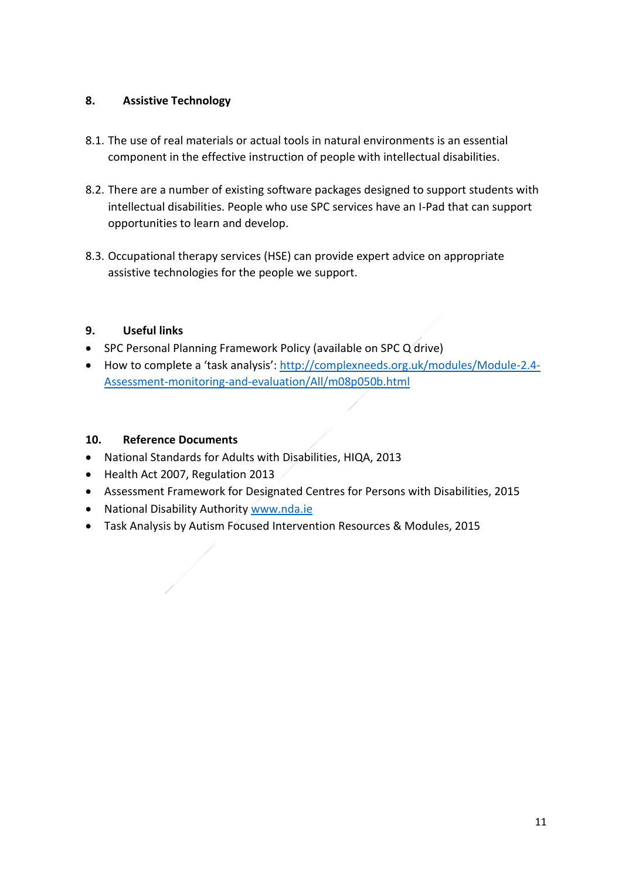## 8. Assistive Technology

8.1. The use of real materials or actual tools in natural environments is an essential component in the effective instruction of people with intellectual disabilities.

8.2. There are a number of existing software packages designed to support students with intellectual disabilities. People who use SPC services have an I-Pad that can support opportunities to learn and develop.

8.3. Occupational therapy services (HSE) can provide expert advice on appropriate assistive technologies for the people we support.

## 9. Useful links

- SPC Personal Planning Framework Policy (available on SPC Q drive)
- How to complete a 'task analysis': [http://complexneeds.org.uk/modules/Module-2.4-Assessment-monitoring-and-evaluation/All/m08p050b.html](http://complexneeds.org.uk/modules/Module-2.4-Assessment-monitoring-and-evaluation/All/m08p050b.html)

## 10. Reference Documents

- National Standards for Adults with Disabilities, HIQA, 2013
- Health Act 2007, Regulation 2013
- Assessment Framework for Designated Centres for Persons with Disabilities, 2015
- National Disability Authority [www.nda.ie](http://www.nda.ie)
- Task Analysis by Autism Focused Intervention Resources & Modules, 2015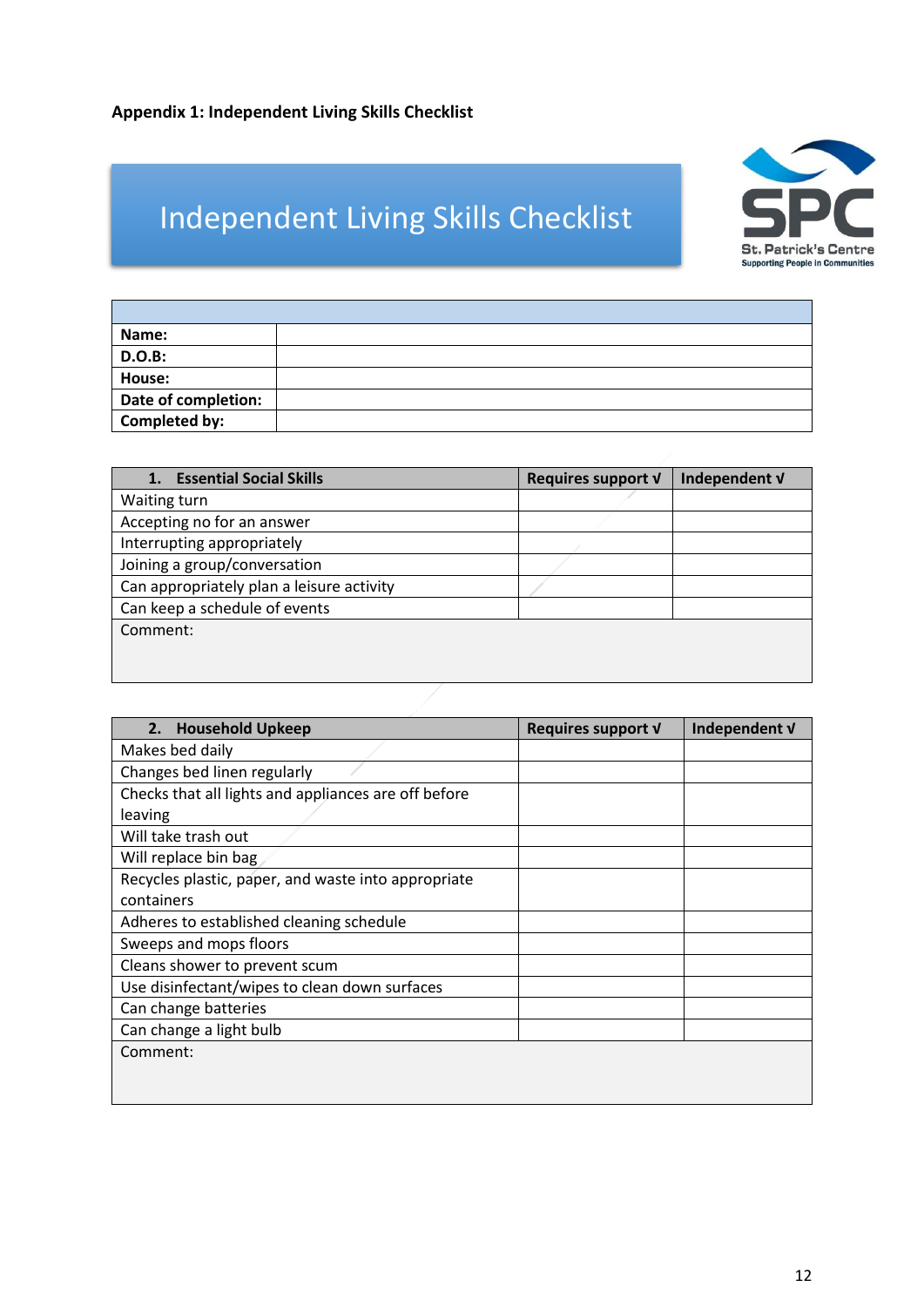**Appendix 1: Independent Living Skills Checklist**

# Independent Living Skills Checklist

St. Patrick's Centre
Supporting People in Communities

| | |
|---|---|
| **Name:** | |
| **D.O.B:** | |
| **House:** | |
| **Date of completion:** | |
| **Completed by:** | |

| **1. Essential Social Skills** | **Requires support √** | **Independent √** |
|---|---|---|
| Waiting turn | | |
| Accepting no for an answer | | |
| Interrupting appropriately | | |
| Joining a group/conversation | | |
| Can appropriately plan a leisure activity | | |
| Can keep a schedule of events | | |
| Comment: | | |

| **2. Household Upkeep** | **Requires support √** | **Independent √** |
|---|---|---|
| Makes bed daily | | |
| Changes bed linen regularly | | |
| Checks that all lights and appliances are off before leaving | | |
| Will take trash out | | |
| Will replace bin bag | | |
| Recycles plastic, paper, and waste into appropriate containers | | |
| Adheres to established cleaning schedule | | |
| Sweeps and mops floors | | |
| Cleans shower to prevent scum | | |
| Use disinfectant/wipes to clean down surfaces | | |
| Can change batteries | | |
| Can change a light bulb | | |
| Comment: | | |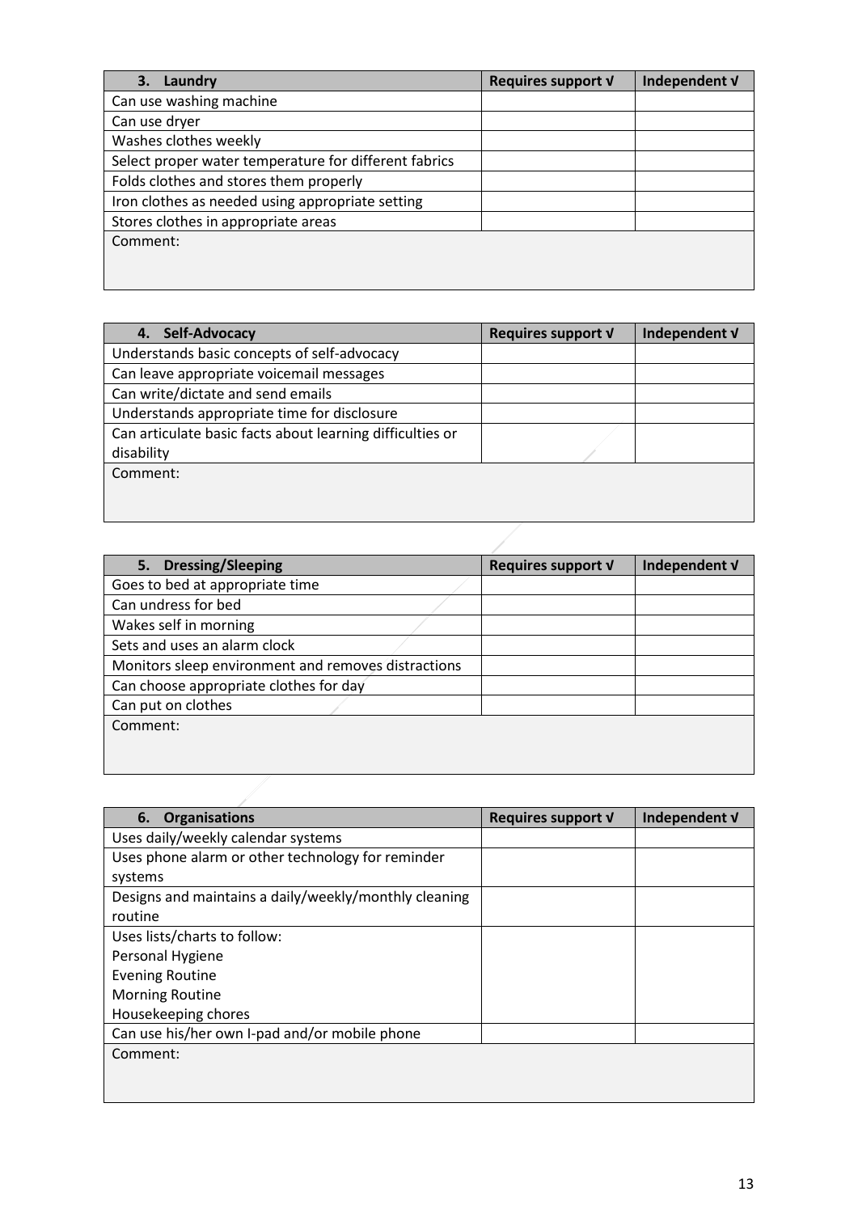| 3. Laundry | Requires support √ | Independent √ |
|---|---|---|
| Can use washing machine | | |
| Can use dryer | | |
| Washes clothes weekly | | |
| Select proper water temperature for different fabrics | | |
| Folds clothes and stores them properly | | |
| Iron clothes as needed using appropriate setting | | |
| Stores clothes in appropriate areas | | |
| Comment: | | |

| 4. Self-Advocacy | Requires support √ | Independent √ |
|---|---|---|
| Understands basic concepts of self-advocacy | | |
| Can leave appropriate voicemail messages | | |
| Can write/dictate and send emails | | |
| Understands appropriate time for disclosure | | |
| Can articulate basic facts about learning difficulties or disability | | |
| Comment: | | |

| 5. Dressing/Sleeping | Requires support √ | Independent √ |
|---|---|---|
| Goes to bed at appropriate time | | |
| Can undress for bed | | |
| Wakes self in morning | | |
| Sets and uses an alarm clock | | |
| Monitors sleep environment and removes distractions | | |
| Can choose appropriate clothes for day | | |
| Can put on clothes | | |
| Comment: | | |

| 6. Organisations | Requires support √ | Independent √ |
|---|---|---|
| Uses daily/weekly calendar systems | | |
| Uses phone alarm or other technology for reminder systems | | |
| Designs and maintains a daily/weekly/monthly cleaning routine | | |
| Uses lists/charts to follow:<br>Personal Hygiene<br>Evening Routine<br>Morning Routine<br>Housekeeping chores | | |
| Can use his/her own I-pad and/or mobile phone | | |
| Comment: | | |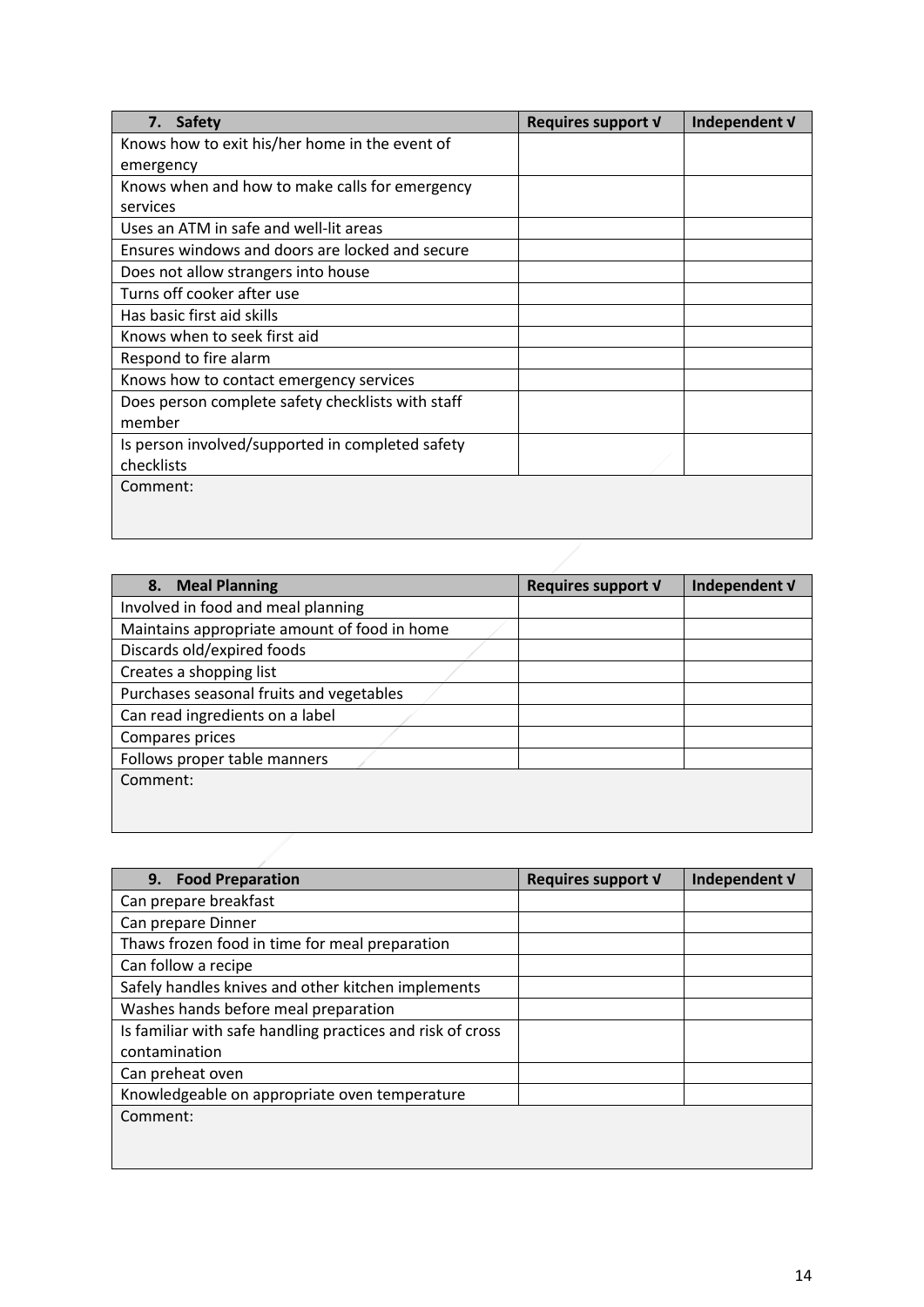| 7. Safety | Requires support √ | Independent √ |
|---|---|---|
| Knows how to exit his/her home in the event of emergency | | |
| Knows when and how to make calls for emergency services | | |
| Uses an ATM in safe and well-lit areas | | |
| Ensures windows and doors are locked and secure | | |
| Does not allow strangers into house | | |
| Turns off cooker after use | | |
| Has basic first aid skills | | |
| Knows when to seek first aid | | |
| Respond to fire alarm | | |
| Knows how to contact emergency services | | |
| Does person complete safety checklists with staff member | | |
| Is person involved/supported in completed safety checklists | | |
| Comment: | | |

| 8. Meal Planning | Requires support √ | Independent √ |
|---|---|---|
| Involved in food and meal planning | | |
| Maintains appropriate amount of food in home | | |
| Discards old/expired foods | | |
| Creates a shopping list | | |
| Purchases seasonal fruits and vegetables | | |
| Can read ingredients on a label | | |
| Compares prices | | |
| Follows proper table manners | | |
| Comment: | | |

| 9. Food Preparation | Requires support √ | Independent √ |
|---|---|---|
| Can prepare breakfast | | |
| Can prepare Dinner | | |
| Thaws frozen food in time for meal preparation | | |
| Can follow a recipe | | |
| Safely handles knives and other kitchen implements | | |
| Washes hands before meal preparation | | |
| Is familiar with safe handling practices and risk of cross contamination | | |
| Can preheat oven | | |
| Knowledgeable on appropriate oven temperature | | |
| Comment: | | |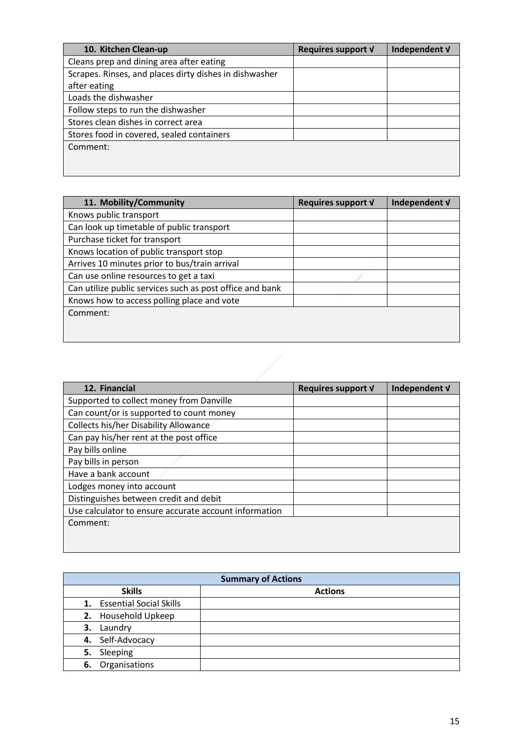| 10. Kitchen Clean-up | Requires support √ | Independent √ |
|---|---|---|
| Cleans prep and dining area after eating | | |
| Scrapes. Rinses, and places dirty dishes in dishwasher after eating | | |
| Loads the dishwasher | | |
| Follow steps to run the dishwasher | | |
| Stores clean dishes in correct area | | |
| Stores food in covered, sealed containers | | |
| Comment: | | |

| 11. Mobility/Community | Requires support √ | Independent √ |
|---|---|---|
| Knows public transport | | |
| Can look up timetable of public transport | | |
| Purchase ticket for transport | | |
| Knows location of public transport stop | | |
| Arrives 10 minutes prior to bus/train arrival | | |
| Can use online resources to get a taxi | | |
| Can utilize public services such as post office and bank | | |
| Knows how to access polling place and vote | | |
| Comment: | | |

| 12. Financial | Requires support √ | Independent √ |
|---|---|---|
| Supported to collect money from Danville | | |
| Can count/or is supported to count money | | |
| Collects his/her Disability Allowance | | |
| Can pay his/her rent at the post office | | |
| Pay bills online | | |
| Pay bills in person | | |
| Have a bank account | | |
| Lodges money into account | | |
| Distinguishes between credit and debit | | |
| Use calculator to ensure accurate account information | | |
| Comment: | | |

| Summary of Actions | |
|---|---|
| **Skills** | **Actions** |
| 1. Essential Social Skills | |
| 2. Household Upkeep | |
| 3. Laundry | |
| 4. Self-Advocacy | |
| 5. Sleeping | |
| 6. Organisations | |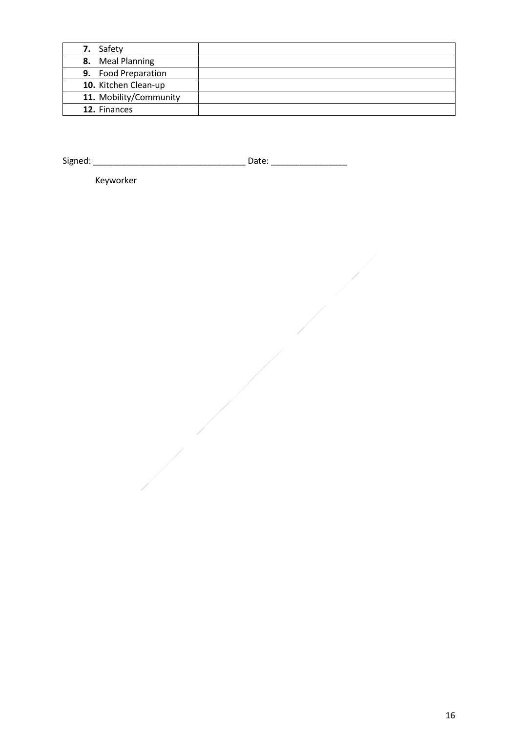| **7.** Safety | |
|---|---|
| **8.** Meal Planning | |
| **9.** Food Preparation | |
| **10.** Kitchen Clean-up | |
| **11.** Mobility/Community | |
| **12.** Finances | |

Signed: _______________________________ Date: ________________

Keyworker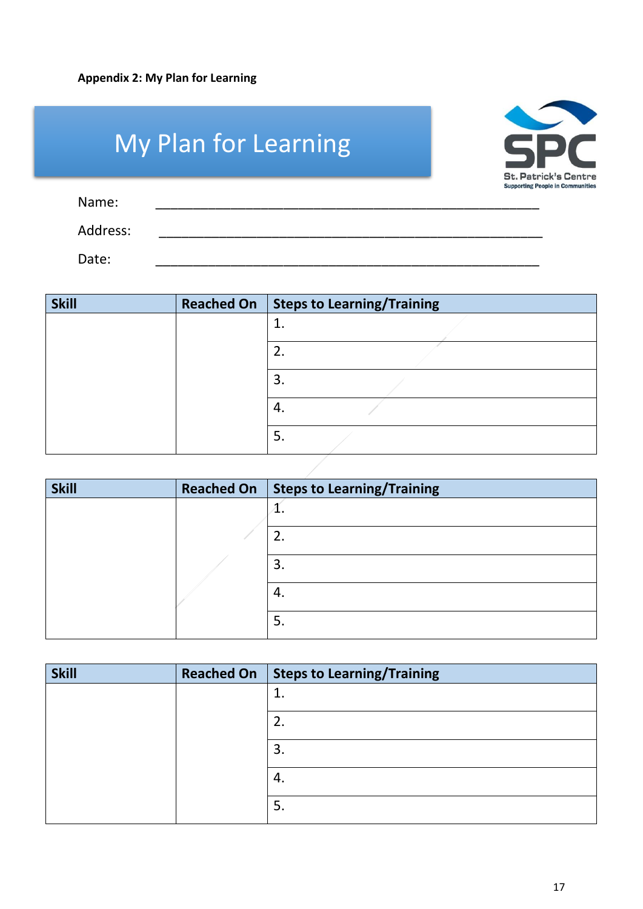**Appendix 2: My Plan for Learning**

# My Plan for Learning

St. Patrick's Centre
Supporting People in Communities

Name: ____________________________________________

Address: ____________________________________________

Date: ____________________________________________

| Skill | Reached On | Steps to Learning/Training |
|---|---|---|
| | | 1. |
| | | 2. |
| | | 3. |
| | | 4. |
| | | 5. |

| Skill | Reached On | Steps to Learning/Training |
|---|---|---|
| | | 1. |
| | | 2. |
| | | 3. |
| | | 4. |
| | | 5. |

| Skill | Reached On | Steps to Learning/Training |
|---|---|---|
| | | 1. |
| | | 2. |
| | | 3. |
| | | 4. |
| | | 5. |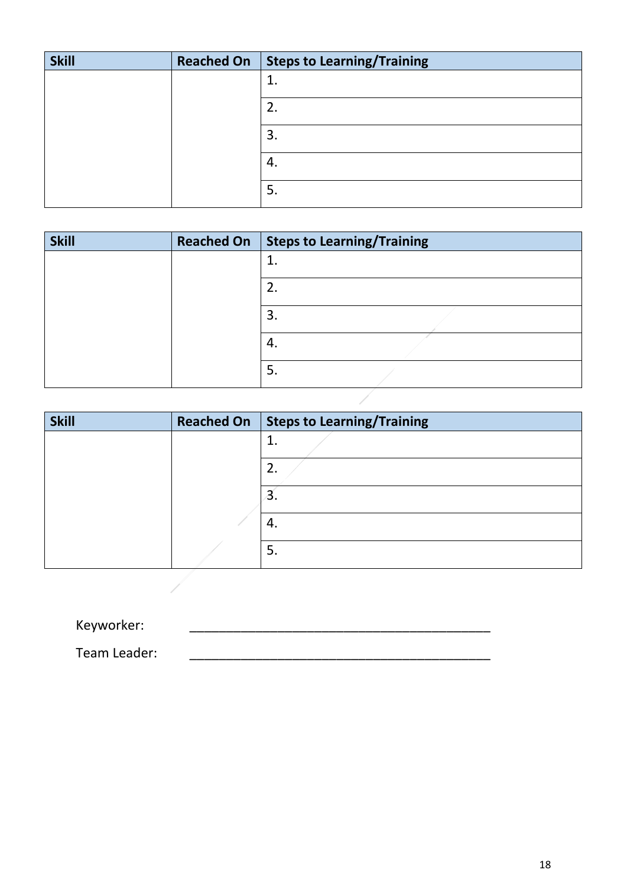| Skill | Reached On | Steps to Learning/Training |
| --- | --- | --- |
| | | 1. |
| | | 2. |
| | | 3. |
| | | 4. |
| | | 5. |

| Skill | Reached On | Steps to Learning/Training |
| --- | --- | --- |
| | | 1. |
| | | 2. |
| | | 3. |
| | | 4. |
| | | 5. |

| Skill | Reached On | Steps to Learning/Training |
| --- | --- | --- |
| | | 1. |
| | | 2. |
| | | 3. |
| | | 4. |
| | | 5. |

Keyworker: ___________________________________________

Team Leader: ___________________________________________